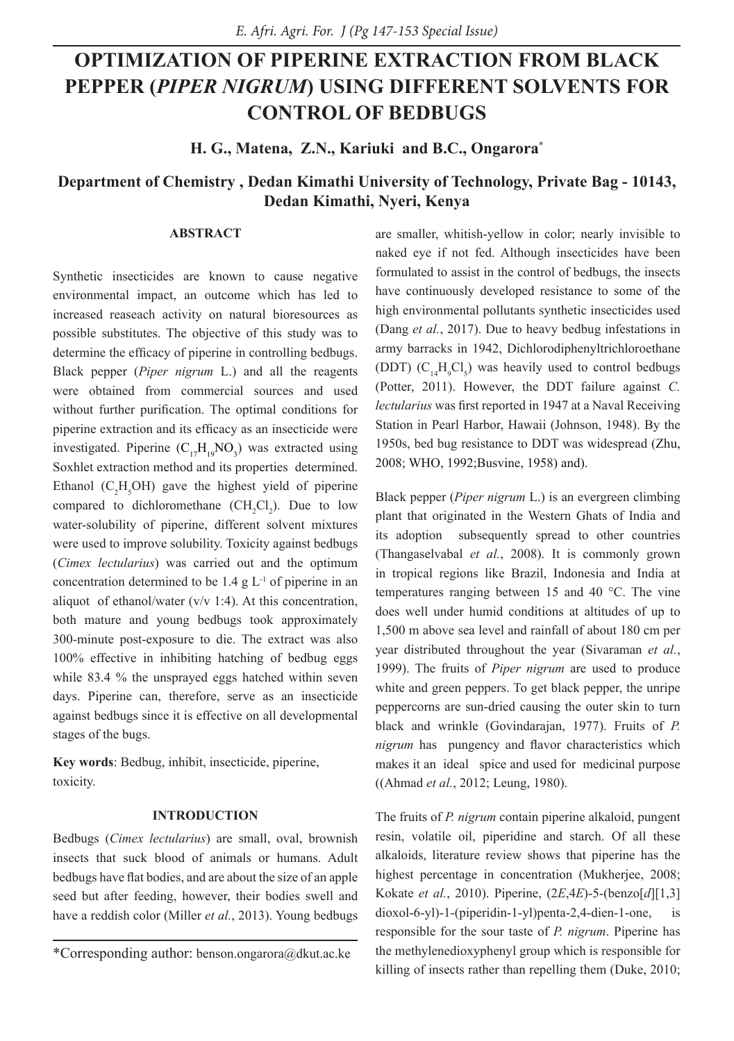# OPTIMIZATION OF PIPERINE EXTRACTION FROM BLACK PEPPER (*PIPER NIGRUM*) USING DIFFERENT SOLVENTS FOR CONTROL OF BEDBUGS

**H. G., Matena, Z.N., Kariuki and B.C., Ongarora***

**Department of Chemistry , Dedan Kimathi University of Technology, Private Bag - 10143, Dedan Kimathi, Nyeri, Kenya**

## ABSTRACT

Synthetic insecticides are known to cause negative environmental impact, an outcome which has led to increased reaseach activity on natural bioresources as possible substitutes. The objective of this study was to determine the efficacy of piperine in controlling bedbugs. Black pepper (*Piper nigrum* L.) and all the reagents were obtained from commercial sources and used without further purification. The optimal conditions for piperine extraction and its efficacy as an insecticide were investigated. Piperine ($C_{17}H_{19}NO_3$) was extracted using Soxhlet extraction method and its properties determined. Ethanol ($C_2H_5OH$) gave the highest yield of piperine compared to dichloromethane ($CH_2Cl_2$). Due to low water-solubility of piperine, different solvent mixtures were used to improve solubility. Toxicity against bedbugs (*Cimex lectularius*) was carried out and the optimum concentration determined to be 1.4 g $L^{-1}$ of piperine in an aliquot of ethanol/water (v/v 1:4). At this concentration, both mature and young bedbugs took approximately 300-minute post-exposure to die. The extract was also 100% effective in inhibiting hatching of bedbug eggs while 83.4 % the unsprayed eggs hatched within seven days. Piperine can, therefore, serve as an insecticide against bedbugs since it is effective on all developmental stages of the bugs.

**Key words**: Bedbug, inhibit, insecticide, piperine, toxicity.

## INTRODUCTION

Bedbugs (*Cimex lectularius*) are small, oval, brownish insects that suck blood of animals or humans. Adult bedbugs have flat bodies, and are about the size of an apple seed but after feeding, however, their bodies swell and have a reddish color (Miller *et al.*, 2013). Young bedbugs are smaller, whitish-yellow in color; nearly invisible to naked eye if not fed. Although insecticides have been formulated to assist in the control of bedbugs, the insects have continuously developed resistance to some of the high environmental pollutants synthetic insecticides used (Dang *et al.*, 2017). Due to heavy bedbug infestations in army barracks in 1942, Dichlorodiphenyltrichloroethane (DDT) ($C_{14}H_9Cl_5$) was heavily used to control bedbugs (Potter, 2011). However, the DDT failure against *C. lectularius* was first reported in 1947 at a Naval Receiving Station in Pearl Harbor, Hawaii (Johnson, 1948). By the 1950s, bed bug resistance to DDT was widespread (Zhu, 2008; WHO, 1992;Busvine, 1958) and).

Black pepper (*Piper nigrum* L.) is an evergreen climbing plant that originated in the Western Ghats of India and its adoption subsequently spread to other countries (Thangaselvabal *et al.*, 2008). It is commonly grown in tropical regions like Brazil, Indonesia and India at temperatures ranging between 15 and 40 °C. The vine does well under humid conditions at altitudes of up to 1,500 m above sea level and rainfall of about 180 cm per year distributed throughout the year (Sivaraman *et al.*, 1999). The fruits of *Piper nigrum* are used to produce white and green peppers. To get black pepper, the unripe peppercorns are sun-dried causing the outer skin to turn black and wrinkle (Govindarajan, 1977). Fruits of *P. nigrum* has pungency and flavor characteristics which makes it an ideal spice and used for medicinal purpose ((Ahmad *et al.*, 2012; Leung, 1980).

The fruits of *P. nigrum* contain piperine alkaloid, pungent resin, volatile oil, piperidine and starch. Of all these alkaloids, literature review shows that piperine has the highest percentage in concentration (Mukherjee, 2008; Kokate *et al.*, 2010). Piperine, (2*E*,4*E*)-5-(benzo[*d*][1,3] dioxol-6-yl)-1-(piperidin-1-yl)penta-2,4-dien-1-one, is responsible for the sour taste of *P. nigrum*. Piperine has the methylenedioxyphenyl group which is responsible for killing of insects rather than repelling them (Duke, 2010;

*Corresponding author: benson.ongarora@dkut.ac.ke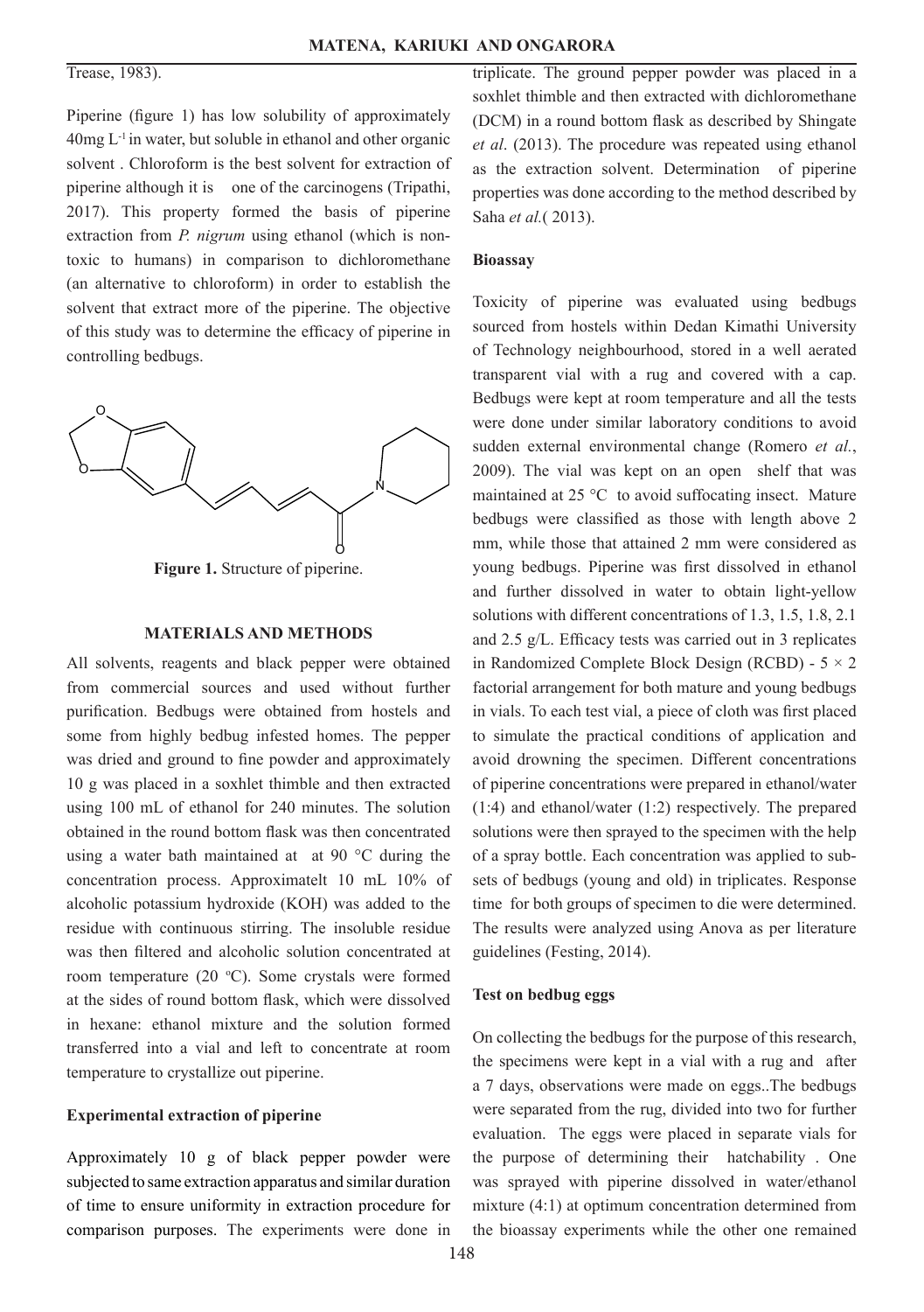Trease, 1983).

Piperine (figure 1) has low solubility of approximately 40mg $L^{-1}$ in water, but soluble in ethanol and other organic solvent . Chloroform is the best solvent for extraction of piperine although it is one of the carcinogens (Tripathi, 2017). This property formed the basis of piperine extraction from *P. nigrum* using ethanol (which is non-toxic to humans) in comparison to dichloromethane (an alternative to chloroform) in order to establish the solvent that extract more of the piperine. The objective of this study was to determine the efficacy of piperine in controlling bedbugs.

**Figure 1.** Structure of piperine.

## MATERIALS AND METHODS

All solvents, reagents and black pepper were obtained from commercial sources and used without further purification. Bedbugs were obtained from hostels and some from highly bedbug infested homes. The pepper was dried and ground to fine powder and approximately 10 g was placed in a soxhlet thimble and then extracted using 100 mL of ethanol for 240 minutes. The solution obtained in the round bottom flask was then concentrated using a water bath maintained at at 90 °C during the concentration process. Approximatelt 10 mL 10% of alcoholic potassium hydroxide (KOH) was added to the residue with continuous stirring. The insoluble residue was then filtered and alcoholic solution concentrated at room temperature (20 °C). Some crystals were formed at the sides of round bottom flask, which were dissolved in hexane: ethanol mixture and the solution formed transferred into a vial and left to concentrate at room temperature to crystallize out piperine.

### Experimental extraction of piperine

Approximately 10 g of black pepper powder were subjected to same extraction apparatus and similar duration of time to ensure uniformity in extraction procedure for comparison purposes. The experiments were done in triplicate. The ground pepper powder was placed in a soxhlet thimble and then extracted with dichloromethane (DCM) in a round bottom flask as described by Shingate *et al*. (2013). The procedure was repeated using ethanol as the extraction solvent. Determination of piperine properties was done according to the method described by Saha *et al.*( 2013).

### Bioassay

Toxicity of piperine was evaluated using bedbugs sourced from hostels within Dedan Kimathi University of Technology neighbourhood, stored in a well aerated transparent vial with a rug and covered with a cap. Bedbugs were kept at room temperature and all the tests were done under similar laboratory conditions to avoid sudden external environmental change (Romero *et al.*, 2009). The vial was kept on an open shelf that was maintained at 25 °C to avoid suffocating insect. Mature bedbugs were classified as those with length above 2 mm, while those that attained 2 mm were considered as young bedbugs. Piperine was first dissolved in ethanol and further dissolved in water to obtain light-yellow solutions with different concentrations of 1.3, 1.5, 1.8, 2.1 and 2.5 g/L. Efficacy tests was carried out in 3 replicates in Randomized Complete Block Design (RCBD) - $5 \times 2$ factorial arrangement for both mature and young bedbugs in vials. To each test vial, a piece of cloth was first placed to simulate the practical conditions of application and avoid drowning the specimen. Different concentrations of piperine concentrations were prepared in ethanol/water (1:4) and ethanol/water (1:2) respectively. The prepared solutions were then sprayed to the specimen with the help of a spray bottle. Each concentration was applied to sub-sets of bedbugs (young and old) in triplicates. Response time for both groups of specimen to die were determined. The results were analyzed using Anova as per literature guidelines (Festing, 2014).

### Test on bedbug eggs

On collecting the bedbugs for the purpose of this research, the specimens were kept in a vial with a rug and after a 7 days, observations were made on eggs..The bedbugs were separated from the rug, divided into two for further evaluation. The eggs were placed in separate vials for the purpose of determining their hatchability . One was sprayed with piperine dissolved in water/ethanol mixture (4:1) at optimum concentration determined from the bioassay experiments while the other one remained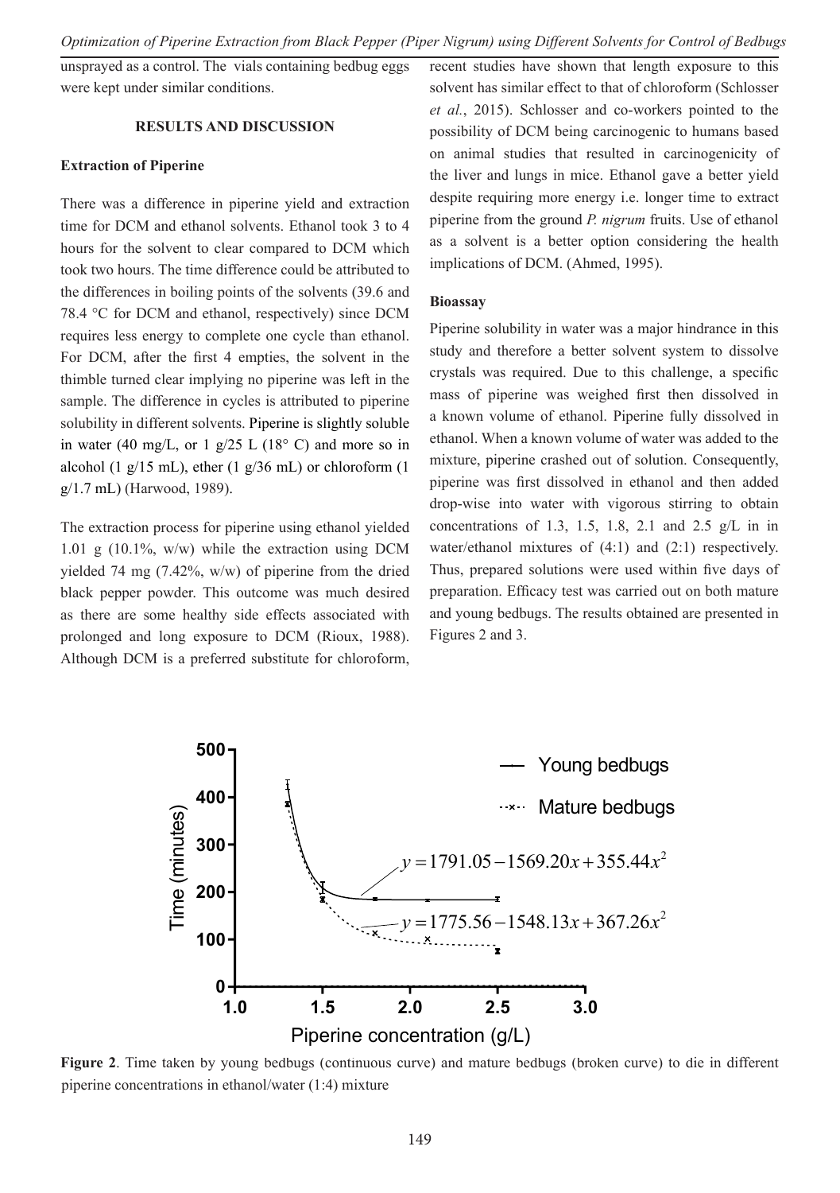unsprayed as a control. The vials containing bedbug eggs were kept under similar conditions.

## RESULTS AND DISCUSSION

### Extraction of Piperine

There was a difference in piperine yield and extraction time for DCM and ethanol solvents. Ethanol took 3 to 4 hours for the solvent to clear compared to DCM which took two hours. The time difference could be attributed to the differences in boiling points of the solvents (39.6 and 78.4 °C for DCM and ethanol, respectively) since DCM requires less energy to complete one cycle than ethanol. For DCM, after the first 4 empties, the solvent in the thimble turned clear implying no piperine was left in the sample. The difference in cycles is attributed to piperine solubility in different solvents. Piperine is slightly soluble in water (40 mg/L, or 1 g/25 L (18° C) and more so in alcohol (1 g/15 mL), ether (1 g/36 mL) or chloroform (1 g/1.7 mL) (Harwood, 1989).

The extraction process for piperine using ethanol yielded 1.01 g (10.1%, w/w) while the extraction using DCM yielded 74 mg (7.42%, w/w) of piperine from the dried black pepper powder. This outcome was much desired as there are some healthy side effects associated with prolonged and long exposure to DCM (Rioux, 1988). Although DCM is a preferred substitute for chloroform, recent studies have shown that length exposure to this solvent has similar effect to that of chloroform (Schlosser *et al.*, 2015). Schlosser and co-workers pointed to the possibility of DCM being carcinogenic to humans based on animal studies that resulted in carcinogenicity of the liver and lungs in mice. Ethanol gave a better yield despite requiring more energy i.e. longer time to extract piperine from the ground *P. nigrum* fruits. Use of ethanol as a solvent is a better option considering the health implications of DCM. (Ahmed, 1995).

### Bioassay

Piperine solubility in water was a major hindrance in this study and therefore a better solvent system to dissolve crystals was required. Due to this challenge, a specific mass of piperine was weighed first then dissolved in a known volume of ethanol. Piperine fully dissolved in ethanol. When a known volume of water was added to the mixture, piperine crashed out of solution. Consequently, piperine was first dissolved in ethanol and then added drop-wise into water with vigorous stirring to obtain concentrations of 1.3, 1.5, 1.8, 2.1 and 2.5 g/L in in water/ethanol mixtures of (4:1) and (2:1) respectively. Thus, prepared solutions were used within five days of preparation. Efficacy test was carried out on both mature and young bedbugs. The results obtained are presented in Figures 2 and 3.

$y = 1791.05 - 1569.20x + 355.44x^2$ (Young bedbugs)

$y = 1775.56 - 1548.13x + 367.26x^2$ (Mature bedbugs)

**Figure 2**. Time taken by young bedbugs (continuous curve) and mature bedbugs (broken curve) to die in different piperine concentrations in ethanol/water (1:4) mixture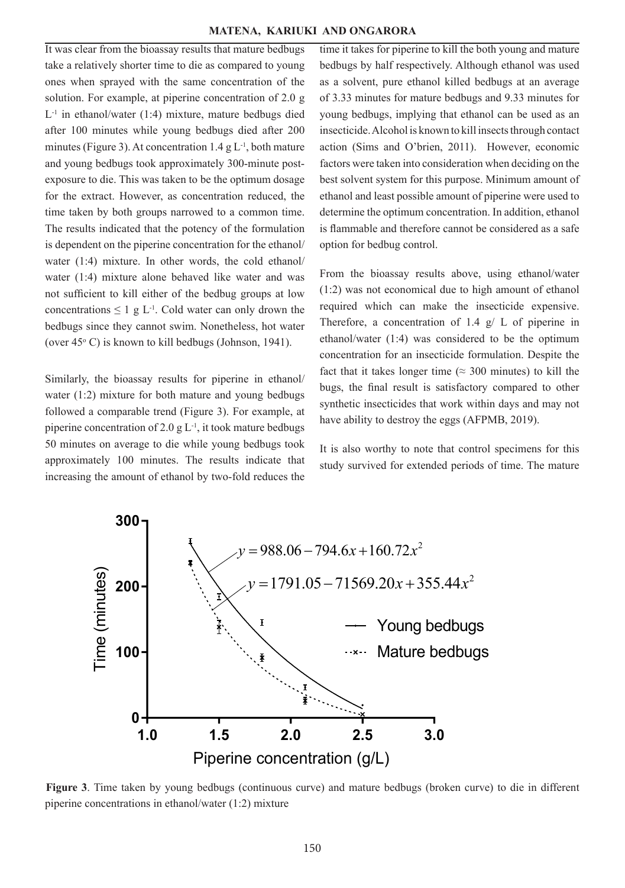It was clear from the bioassay results that mature bedbugs take a relatively shorter time to die as compared to young ones when sprayed with the same concentration of the solution. For example, at piperine concentration of 2.0 g $L^{-1}$ in ethanol/water (1:4) mixture, mature bedbugs died after 100 minutes while young bedbugs died after 200 minutes (Figure 3). At concentration 1.4 g $L^{-1}$, both mature and young bedbugs took approximately 300-minute post-exposure to die. This was taken to be the optimum dosage for the extract. However, as concentration reduced, the time taken by both groups narrowed to a common time. The results indicated that the potency of the formulation is dependent on the piperine concentration for the ethanol/water (1:4) mixture. In other words, the cold ethanol/water (1:4) mixture alone behaved like water and was not sufficient to kill either of the bedbug groups at low concentrations $\leq 1$ g $L^{-1}$. Cold water can only drown the bedbugs since they cannot swim. Nonetheless, hot water (over 45° C) is known to kill bedbugs (Johnson, 1941).

Similarly, the bioassay results for piperine in ethanol/water (1:2) mixture for both mature and young bedbugs followed a comparable trend (Figure 3). For example, at piperine concentration of 2.0 g $L^{-1}$, it took mature bedbugs 50 minutes on average to die while young bedbugs took approximately 100 minutes. The results indicate that increasing the amount of ethanol by two-fold reduces the time it takes for piperine to kill the both young and mature bedbugs by half respectively. Although ethanol was used as a solvent, pure ethanol killed bedbugs at an average of 3.33 minutes for mature bedbugs and 9.33 minutes for young bedbugs, implying that ethanol can be used as an insecticide. Alcohol is known to kill insects through contact action (Sims and O'brien, 2011). However, economic factors were taken into consideration when deciding on the best solvent system for this purpose. Minimum amount of ethanol and least possible amount of piperine were used to determine the optimum concentration. In addition, ethanol is flammable and therefore cannot be considered as a safe option for bedbug control.

From the bioassay results above, using ethanol/water (1:2) was not economical due to high amount of ethanol required which can make the insecticide expensive. Therefore, a concentration of 1.4 g/ L of piperine in ethanol/water (1:4) was considered to be the optimum concentration for an insecticide formulation. Despite the fact that it takes longer time ($\approx$ 300 minutes) to kill the bugs, the final result is satisfactory compared to other synthetic insecticides that work within days and may not have ability to destroy the eggs (AFPMB, 2019).

It is also worthy to note that control specimens for this study survived for extended periods of time. The mature

$$y = 988.06 - 794.6x + 160.72x^2$$

$$y = 1791.05 - 71569.20x + 355.44x^2$$

**Figure 3**. Time taken by young bedbugs (continuous curve) and mature bedbugs (broken curve) to die in different piperine concentrations in ethanol/water (1:2) mixture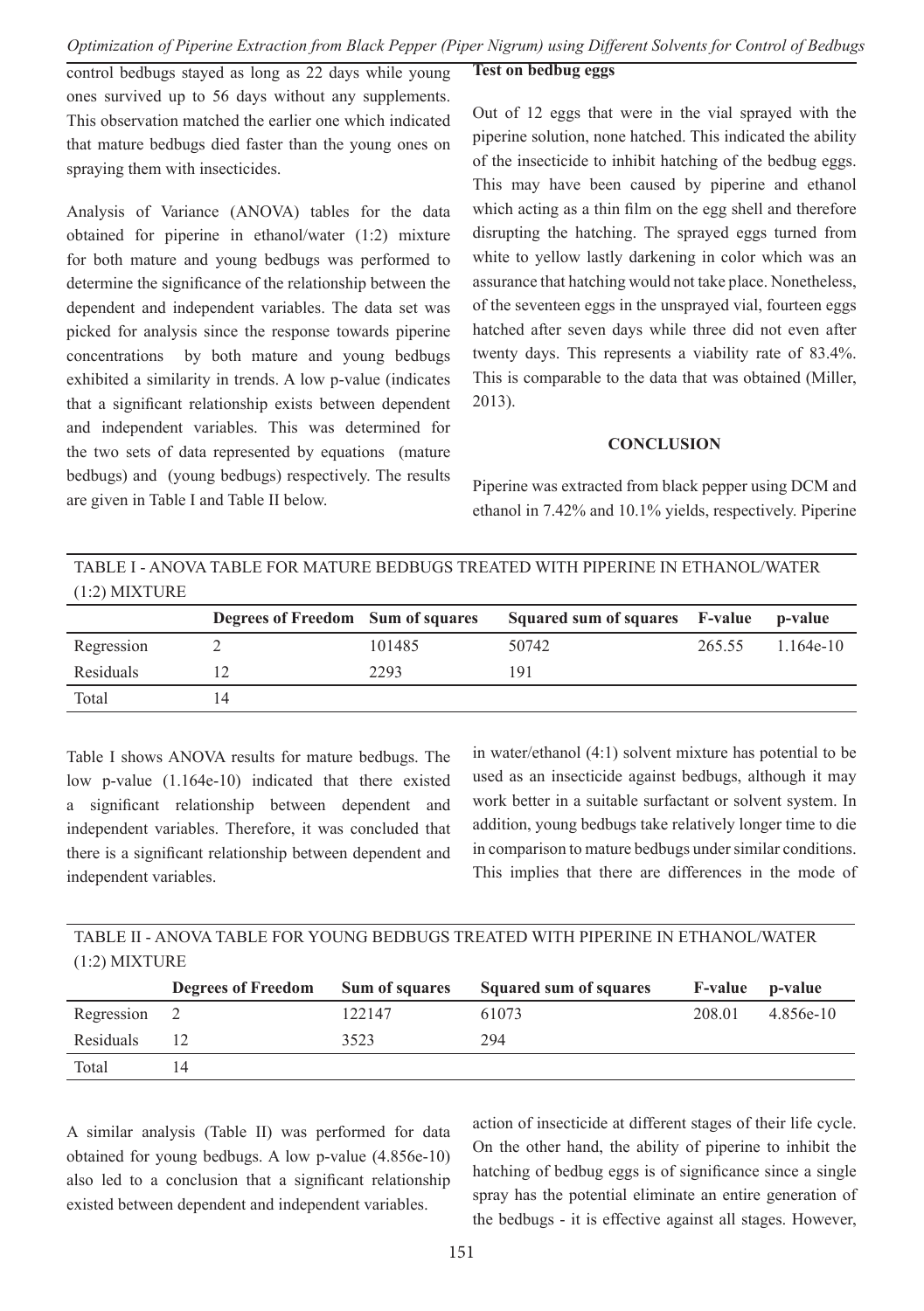control bedbugs stayed as long as 22 days while young ones survived up to 56 days without any supplements. This observation matched the earlier one which indicated that mature bedbugs died faster than the young ones on spraying them with insecticides.

Analysis of Variance (ANOVA) tables for the data obtained for piperine in ethanol/water (1:2) mixture for both mature and young bedbugs was performed to determine the significance of the relationship between the dependent and independent variables. The data set was picked for analysis since the response towards piperine concentrations by both mature and young bedbugs exhibited a similarity in trends. A low p-value (indicates that a significant relationship exists between dependent and independent variables. This was determined for the two sets of data represented by equations (mature bedbugs) and (young bedbugs) respectively. The results are given in Table I and Table II below.

TABLE I - ANOVA TABLE FOR MATURE BEDBUGS TREATED WITH PIPERINE IN ETHANOL/WATER (1:2) MIXTURE

| | Degrees of Freedom | Sum of squares | Squared sum of squares | F-value | p-value |
|---|---|---|---|---|---|
| Regression | 2 | 101485 | 50742 | 265.55 | 1.164e-10 |
| Residuals | 12 | 2293 | 191 | | |
| Total | 14 | | | | |

Table I shows ANOVA results for mature bedbugs. The low p-value (1.164e-10) indicated that there existed a significant relationship between dependent and independent variables. Therefore, it was concluded that there is a significant relationship between dependent and independent variables.

TABLE II - ANOVA TABLE FOR YOUNG BEDBUGS TREATED WITH PIPERINE IN ETHANOL/WATER (1:2) MIXTURE

| | Degrees of Freedom | Sum of squares | Squared sum of squares | F-value | p-value |
|---|---|---|---|---|---|
| Regression | 2 | 122147 | 61073 | 208.01 | 4.856e-10 |
| Residuals | 12 | 3523 | 294 | | |
| Total | 14 | | | | |

A similar analysis (Table II) was performed for data obtained for young bedbugs. A low p-value (4.856e-10) also led to a conclusion that a significant relationship existed between dependent and independent variables.

**Test on bedbug eggs**

Out of 12 eggs that were in the vial sprayed with the piperine solution, none hatched. This indicated the ability of the insecticide to inhibit hatching of the bedbug eggs. This may have been caused by piperine and ethanol which acting as a thin film on the egg shell and therefore disrupting the hatching. The sprayed eggs turned from white to yellow lastly darkening in color which was an assurance that hatching would not take place. Nonetheless, of the seventeen eggs in the unsprayed vial, fourteen eggs hatched after seven days while three did not even after twenty days. This represents a viability rate of 83.4%. This is comparable to the data that was obtained (Miller, 2013).

## CONCLUSION

Piperine was extracted from black pepper using DCM and ethanol in 7.42% and 10.1% yields, respectively. Piperine in water/ethanol (4:1) solvent mixture has potential to be used as an insecticide against bedbugs, although it may work better in a suitable surfactant or solvent system. In addition, young bedbugs take relatively longer time to die in comparison to mature bedbugs under similar conditions. This implies that there are differences in the mode of action of insecticide at different stages of their life cycle. On the other hand, the ability of piperine to inhibit the hatching of bedbug eggs is of significance since a single spray has the potential eliminate an entire generation of the bedbugs - it is effective against all stages. However,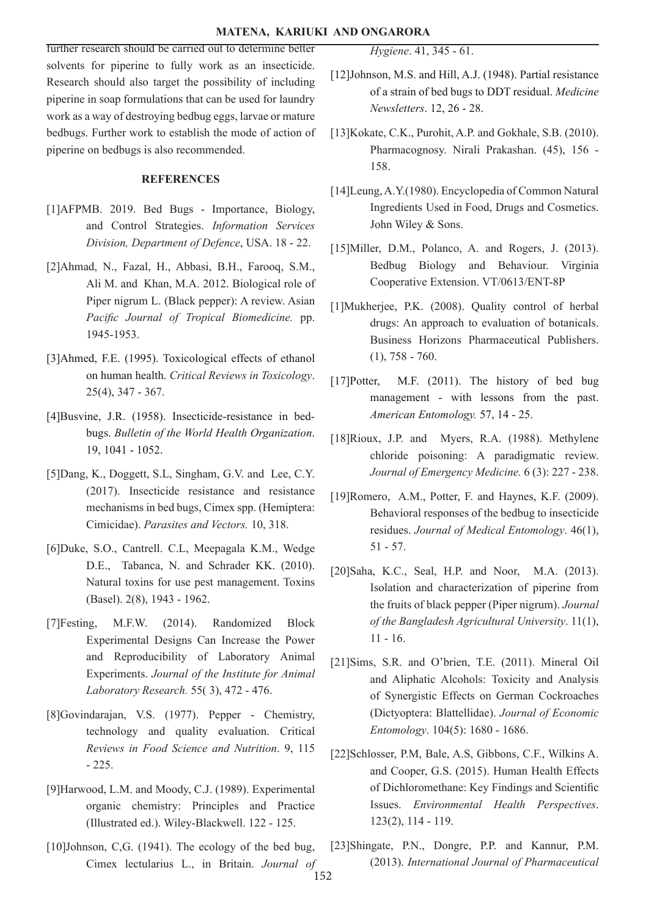further research should be carried out to determine better solvents for piperine to fully work as an insecticide. Research should also target the possibility of including piperine in soap formulations that can be used for laundry work as a way of destroying bedbug eggs, larvae or mature bedbugs. Further work to establish the mode of action of piperine on bedbugs is also recommended.

## REFERENCES

[1]AFPMB. 2019. Bed Bugs - Importance, Biology, and Control Strategies. *Information Services Division, Department of Defence*, USA. 18 - 22.

[2]Ahmad, N., Fazal, H., Abbasi, B.H., Farooq, S.M., Ali M. and Khan, M.A. 2012. Biological role of Piper nigrum L. (Black pepper): A review. Asian *Pacific Journal of Tropical Biomedicine.* pp. 1945-1953.

[3]Ahmed, F.E. (1995). Toxicological effects of ethanol on human health. *Critical Reviews in Toxicology*. 25(4), 347 - 367.

[4]Busvine, J.R. (1958). Insecticide-resistance in bedbugs. *Bulletin of the World Health Organization*. 19, 1041 - 1052.

[5]Dang, K., Doggett, S.L, Singham, G.V. and Lee, C.Y. (2017). Insecticide resistance and resistance mechanisms in bed bugs, Cimex spp. (Hemiptera: Cimicidae). *Parasites and Vectors.* 10, 318.

[6]Duke, S.O., Cantrell. C.L, Meepagala K.M., Wedge D.E., Tabanca, N. and Schrader KK. (2010). Natural toxins for use pest management. Toxins (Basel). 2(8), 1943 - 1962.

[7]Festing, M.F.W. (2014). Randomized Block Experimental Designs Can Increase the Power and Reproducibility of Laboratory Animal Experiments. *Journal of the Institute for Animal Laboratory Research.* 55( 3), 472 - 476.

[8]Govindarajan, V.S. (1977). Pepper - Chemistry, technology and quality evaluation. Critical *Reviews in Food Science and Nutrition*. 9, 115 - 225.

[9]Harwood, L.M. and Moody, C.J. (1989). Experimental organic chemistry: Principles and Practice (Illustrated ed.). Wiley-Blackwell. 122 - 125.

[10]Johnson, C,G. (1941). The ecology of the bed bug, Cimex lectularius L., in Britain. *Journal of Hygiene*. 41, 345 - 61.

[12]Johnson, M.S. and Hill, A.J. (1948). Partial resistance of a strain of bed bugs to DDT residual. *Medicine Newsletters*. 12, 26 - 28.

[13]Kokate, C.K., Purohit, A.P. and Gokhale, S.B. (2010). Pharmacognosy. Nirali Prakashan. (45), 156 - 158.

[14]Leung, A.Y.(1980). Encyclopedia of Common Natural Ingredients Used in Food, Drugs and Cosmetics. John Wiley & Sons.

[15]Miller, D.M., Polanco, A. and Rogers, J. (2013). Bedbug Biology and Behaviour. Virginia Cooperative Extension. VT/0613/ENT-8P

[1]Mukherjee, P.K. (2008). Quality control of herbal drugs: An approach to evaluation of botanicals. Business Horizons Pharmaceutical Publishers. (1), 758 - 760.

[17]Potter, M.F. (2011). The history of bed bug management - with lessons from the past. *American Entomology.* 57, 14 - 25.

[18]Rioux, J.P. and Myers, R.A. (1988). Methylene chloride poisoning: A paradigmatic review. *Journal of Emergency Medicine.* 6 (3): 227 - 238.

[19]Romero, A.M., Potter, F. and Haynes, K.F. (2009). Behavioral responses of the bedbug to insecticide residues. *Journal of Medical Entomology*. 46(1), 51 - 57.

[20]Saha, K.C., Seal, H.P. and Noor, M.A. (2013). Isolation and characterization of piperine from the fruits of black pepper (Piper nigrum). *Journal of the Bangladesh Agricultural University*. 11(1), 11 - 16.

[21]Sims, S.R. and O'brien, T.E. (2011). Mineral Oil and Aliphatic Alcohols: Toxicity and Analysis of Synergistic Effects on German Cockroaches (Dictyoptera: Blattellidae). *Journal of Economic Entomology*. 104(5): 1680 - 1686.

[22]Schlosser, P.M, Bale, A.S, Gibbons, C.F., Wilkins A. and Cooper, G.S. (2015). Human Health Effects of Dichloromethane: Key Findings and Scientific Issues. *Environmental Health Perspectives*. 123(2), 114 - 119.

[23]Shingate, P.N., Dongre, P.P. and Kannur, P.M. (2013). *International Journal of Pharmaceutical*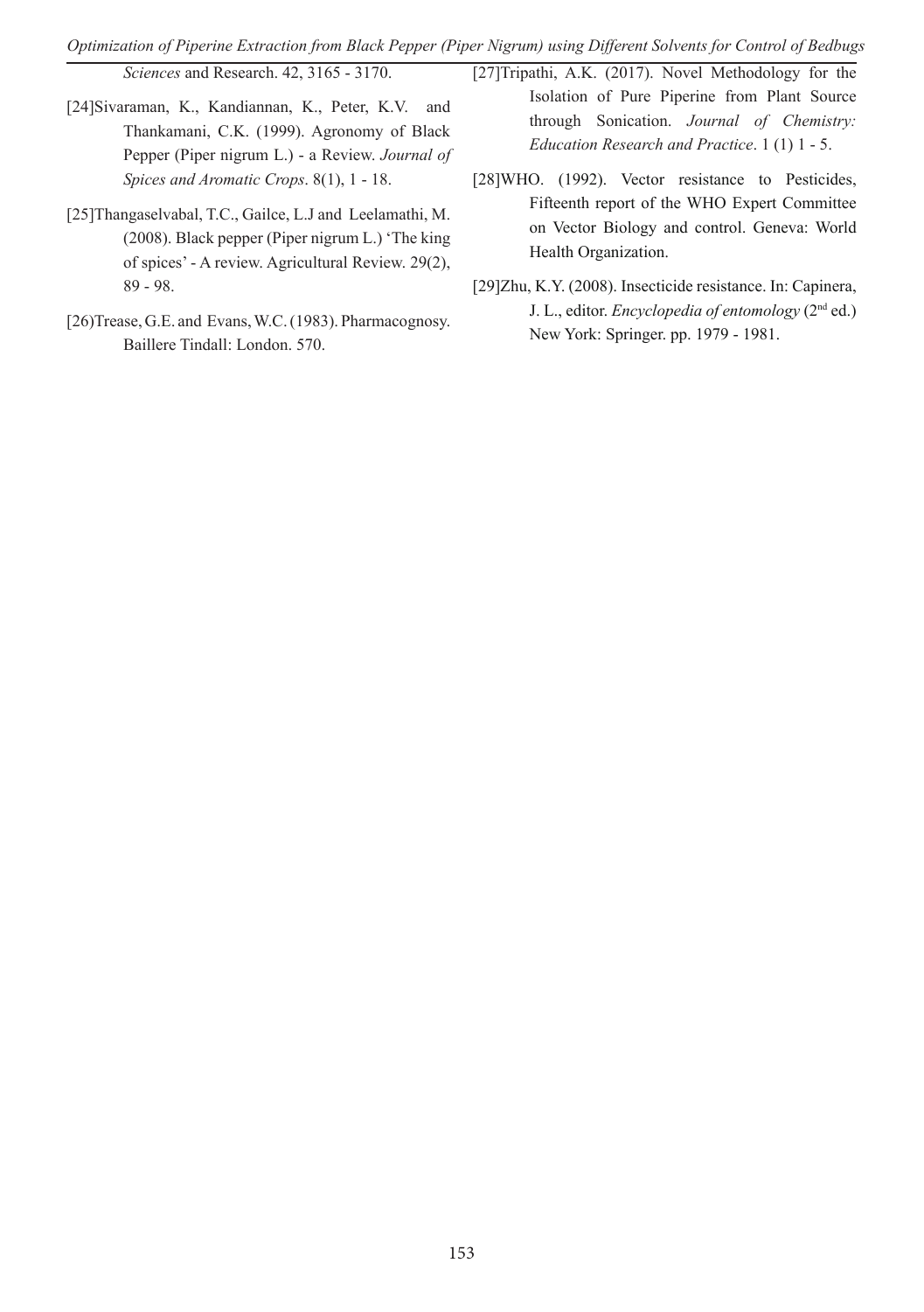*Sciences* and Research. 42, 3165 - 3170.

[24]Sivaraman, K., Kandiannan, K., Peter, K.V. and Thankamani, C.K. (1999). Agronomy of Black Pepper (Piper nigrum L.) - a Review. *Journal of Spices and Aromatic Crops*. 8(1), 1 - 18.

[25]Thangaselvabal, T.C., Gailce, L.J and Leelamathi, M. (2008). Black pepper (Piper nigrum L.) 'The king of spices' - A review. Agricultural Review. 29(2), 89 - 98.

[26]Trease, G.E. and Evans, W.C. (1983). Pharmacognosy. Baillere Tindall: London. 570.

[27]Tripathi, A.K. (2017). Novel Methodology for the Isolation of Pure Piperine from Plant Source through Sonication. *Journal of Chemistry: Education Research and Practice*. 1 (1) 1 - 5.

[28]WHO. (1992). Vector resistance to Pesticides, Fifteenth report of the WHO Expert Committee on Vector Biology and control. Geneva: World Health Organization.

[29]Zhu, K.Y. (2008). Insecticide resistance. In: Capinera, J. L., editor. *Encyclopedia of entomology* (2nd ed.) New York: Springer. pp. 1979 - 1981.